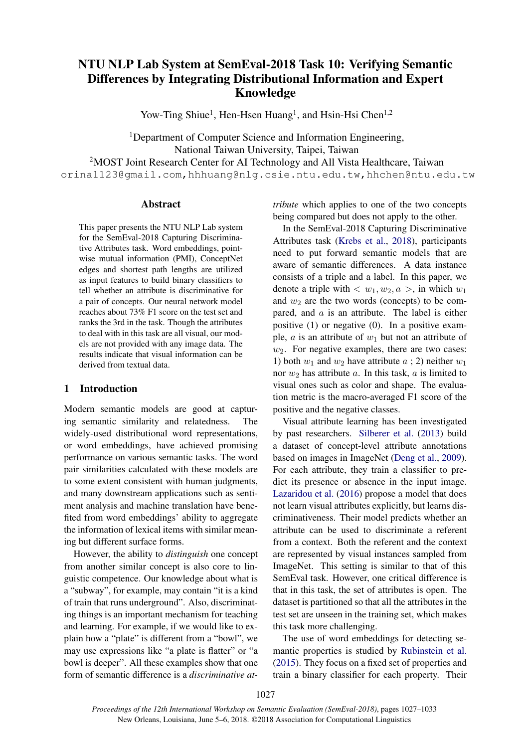# NTU NLP Lab System at SemEval-2018 Task 10: Verifying Semantic Differences by Integrating Distributional Information and Expert Knowledge

Yow-Ting Shiue[1], Hen-Hsen Huang[1], and Hsin-Hsi Chen[1,2]

[1]Department of Computer Science and Information Engineering, National Taiwan University, Taipei, Taiwan

[2]MOST Joint Research Center for AI Technology and All Vista Healthcare, Taiwan

orina1123@gmail.com, hhhuang@nlg.csie.ntu.edu.tw, hhchen@ntu.edu.tw

## Abstract

This paper presents the NTU NLP Lab system for the SemEval-2018 Capturing Discriminative Attributes task. Word embeddings, pointwise mutual information (PMI), ConceptNet edges and shortest path lengths are utilized as input features to build binary classifiers to tell whether an attribute is discriminative for a pair of concepts. Our neural network model reaches about 73% F1 score on the test set and ranks the 3rd in the task. Though the attributes to deal with in this task are all visual, our models are not provided with any image data. The results indicate that visual information can be derived from textual data.

## 1 Introduction

Modern semantic models are good at capturing semantic similarity and relatedness. The widely-used distributional word representations, or word embeddings, have achieved promising performance on various semantic tasks. The word pair similarities calculated with these models are to some extent consistent with human judgments, and many downstream applications such as sentiment analysis and machine translation have benefited from word embeddings' ability to aggregate the information of lexical items with similar meaning but different surface forms.

However, the ability to *distinguish* one concept from another similar concept is also core to linguistic competence. Our knowledge about what is a "subway", for example, may contain "it is a kind of train that runs underground". Also, discriminating things is an important mechanism for teaching and learning. For example, if we would like to explain how a "plate" is different from a "bowl", we may use expressions like "a plate is flatter" or "a bowl is deeper". All these examples show that one form of semantic difference is a *discriminative attribute* which applies to one of the two concepts being compared but does not apply to the other.

In the SemEval-2018 Capturing Discriminative Attributes task (Krebs et al., 2018), participants need to put forward semantic models that are aware of semantic differences. A data instance consists of a triple and a label. In this paper, we denote a triple with $< w_1, w_2, a >$, in which $w_1$ and $w_2$ are the two words (concepts) to be compared, and $a$ is an attribute. The label is either positive (1) or negative (0). In a positive example, $a$ is an attribute of $w_1$ but not an attribute of $w_2$. For negative examples, there are two cases: 1) both $w_1$ and $w_2$ have attribute $a$ ; 2) neither $w_1$ nor $w_2$ has attribute $a$. In this task, $a$ is limited to visual ones such as color and shape. The evaluation metric is the macro-averaged F1 score of the positive and the negative classes.

Visual attribute learning has been investigated by past researchers. Silberer et al. (2013) build a dataset of concept-level attribute annotations based on images in ImageNet (Deng et al., 2009). For each attribute, they train a classifier to predict its presence or absence in the input image. Lazaridou et al. (2016) propose a model that does not learn visual attributes explicitly, but learns discriminativeness. Their model predicts whether an attribute can be used to discriminate a referent from a context. Both the referent and the context are represented by visual instances sampled from ImageNet. This setting is similar to that of this SemEval task. However, one critical difference is that in this task, the set of attributes is open. The dataset is partitioned so that all the attributes in the test set are unseen in the training set, which makes this task more challenging.

The use of word embeddings for detecting semantic properties is studied by Rubinstein et al. (2015). They focus on a fixed set of properties and train a binary classifier for each property. Their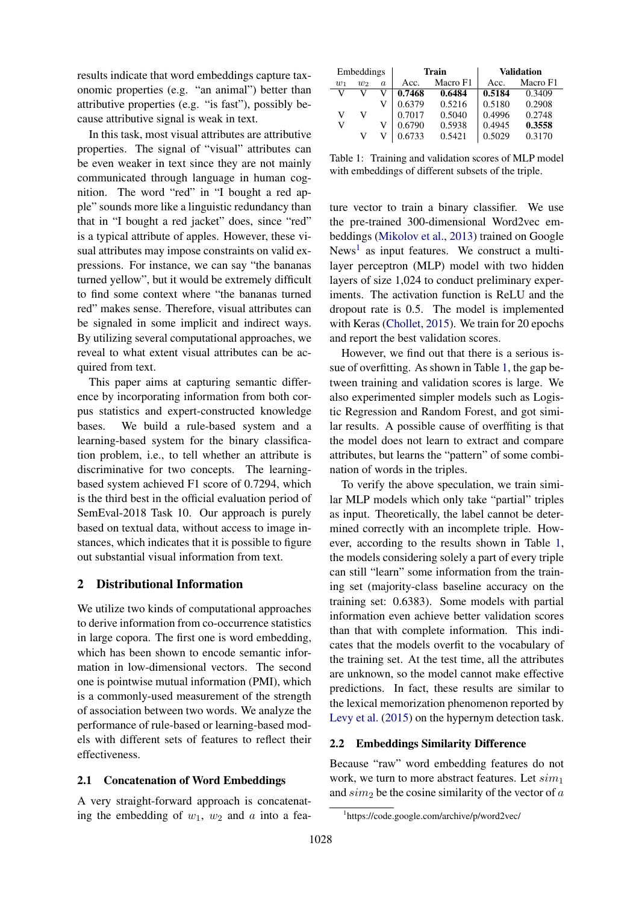results indicate that word embeddings capture taxonomic properties (e.g. "an animal") better than attributive properties (e.g. "is fast"), possibly because attributive signal is weak in text.

In this task, most visual attributes are attributive properties. The signal of "visual" attributes can be even weaker in text since they are not mainly communicated through language in human cognition. The word "red" in "I bought a red apple" sounds more like a linguistic redundancy than that in "I bought a red jacket" does, since "red" is a typical attribute of apples. However, these visual attributes may impose constraints on valid expressions. For instance, we can say "the bananas turned yellow", but it would be extremely difficult to find some context where "the bananas turned red" makes sense. Therefore, visual attributes can be signaled in some implicit and indirect ways. By utilizing several computational approaches, we reveal to what extent visual attributes can be acquired from text.

This paper aims at capturing semantic difference by incorporating information from both corpus statistics and expert-constructed knowledge bases. We build a rule-based system and a learning-based system for the binary classification problem, i.e., to tell whether an attribute is discriminative for two concepts. The learning-based system achieved F1 score of 0.7294, which is the third best in the official evaluation period of SemEval-2018 Task 10. Our approach is purely based on textual data, without access to image instances, which indicates that it is possible to figure out substantial visual information from text.

## 2 Distributional Information

We utilize two kinds of computational approaches to derive information from co-occurrence statistics in large copora. The first one is word embedding, which has been shown to encode semantic information in low-dimensional vectors. The second one is pointwise mutual information (PMI), which is a commonly-used measurement of the strength of association between two words. We analyze the performance of rule-based or learning-based models with different sets of features to reflect their effectiveness.

### 2.1 Concatenation of Word Embeddings

A very straight-forward approach is concatenating the embedding of $w_1$, $w_2$ and $a$ into a feature vector to train a binary classifier. We use the pre-trained 300-dimensional Word2vec embeddings (Mikolov et al., 2013) trained on Google News[1] as input features. We construct a multi-layer perceptron (MLP) model with two hidden layers of size 1,024 to conduct preliminary experiments. The activation function is ReLU and the dropout rate is 0.5. The model is implemented with Keras (Chollet, 2015). We train for 20 epochs and report the best validation scores.

| Embeddings | | | Train | | Validation | |
|---|---|---|---|---|---|---|
| $w_1$ | $w_2$ | $a$ | Acc. | Macro F1 | Acc. | Macro F1 |
| V | V | V | **0.7468** | **0.6484** | **0.5184** | 0.3409 |
| | | V | 0.6379 | 0.5216 | 0.5180 | 0.2908 |
| V | V | | 0.7017 | 0.5040 | 0.4996 | 0.2748 |
| V | | V | 0.6790 | 0.5938 | 0.4945 | **0.3558** |
| | V | V | 0.6733 | 0.5421 | 0.5029 | 0.3170 |

Table 1: Training and validation scores of MLP model with embeddings of different subsets of the triple.

However, we find out that there is a serious issue of overfitting. As shown in Table 1, the gap between training and validation scores is large. We also experimented simpler models such as Logistic Regression and Random Forest, and got similar results. A possible cause of overfitting is that the model does not learn to extract and compare attributes, but learns the "pattern" of some combination of words in the triples.

To verify the above speculation, we train similar MLP models which only take "partial" triples as input. Theoretically, the label cannot be determined correctly with an incomplete triple. However, according to the results shown in Table 1, the models considering solely a part of every triple can still "learn" some information from the training set (majority-class baseline accuracy on the training set: 0.6383). Some models with partial information even achieve better validation scores than that with complete information. This indicates that the models overfit to the vocabulary of the training set. At the test time, all the attributes are unknown, so the model cannot make effective predictions. In fact, these results are similar to the lexical memorization phenomenon reported by Levy et al. (2015) on the hypernym detection task.

### 2.2 Embeddings Similarity Difference

Because "raw" word embedding features do not work, we turn to more abstract features. Let $sim_1$ and $sim_2$ be the cosine similarity of the vector of $a$

[1] https://code.google.com/archive/p/word2vec/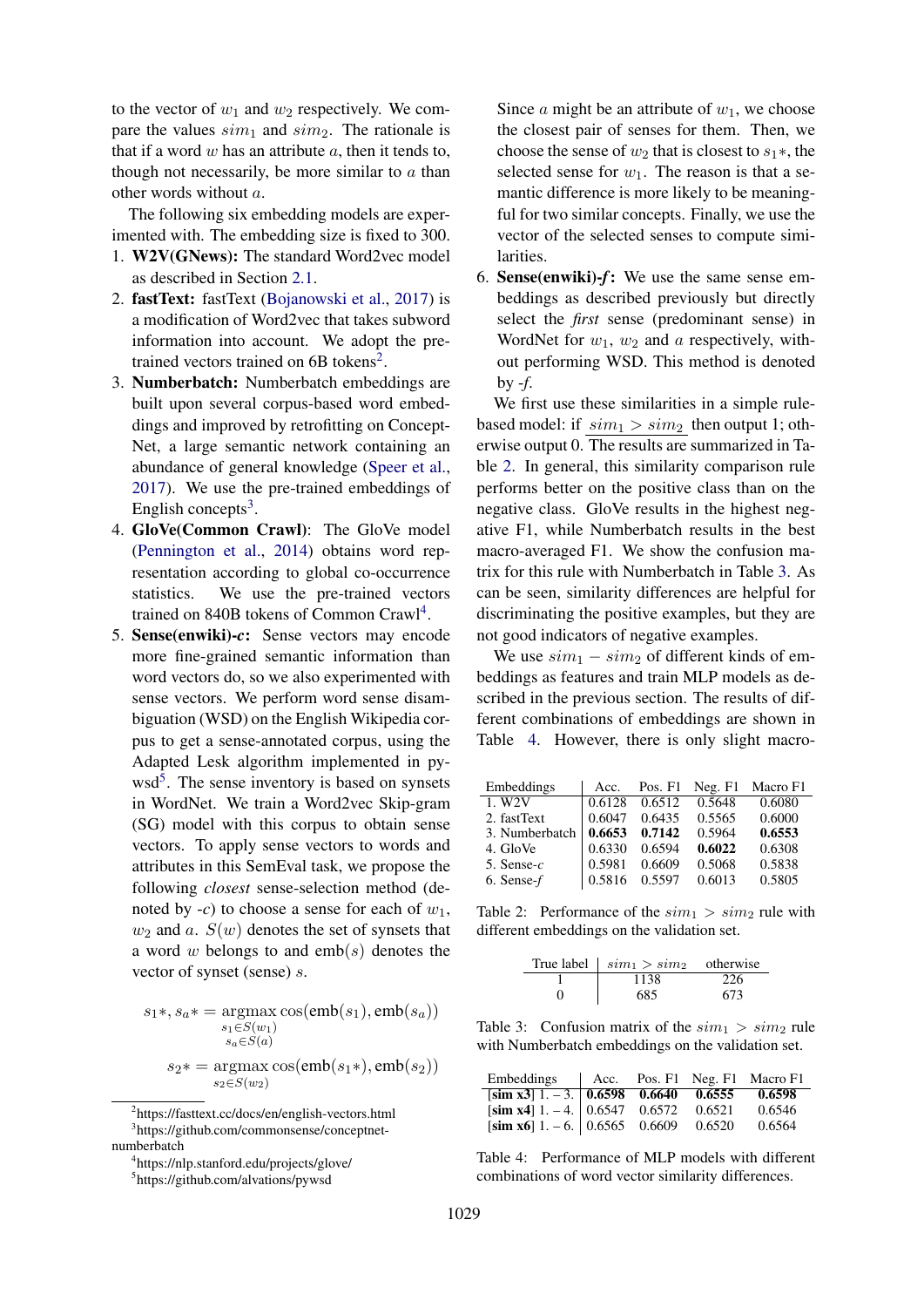to the vector of $w_1$ and $w_2$ respectively. We compare the values $sim_1$ and $sim_2$. The rationale is that if a word $w$ has an attribute $a$, then it tends to, though not necessarily, be more similar to $a$ than other words without $a$.

The following six embedding models are experimented with. The embedding size is fixed to 300.

1. **W2V(GNews):** The standard Word2vec model as described in Section 2.1.
2. **fastText:** fastText (Bojanowski et al., 2017) is a modification of Word2vec that takes subword information into account. We adopt the pre-trained vectors trained on 6B tokens[2].
3. **Numberbatch:** Numberbatch embeddings are built upon several corpus-based word embeddings and improved by retrofitting on ConceptNet, a large semantic network containing an abundance of general knowledge (Speer et al., 2017). We use the pre-trained embeddings of English concepts[3].
4. **GloVe(Common Crawl)**: The GloVe model (Pennington et al., 2014) obtains word representation according to global co-occurrence statistics. We use the pre-trained vectors trained on 840B tokens of Common Crawl[4].
5. **Sense(enwiki)-*c*:** Sense vectors may encode more fine-grained semantic information than word vectors do, so we also experimented with sense vectors. We perform word sense disambiguation (WSD) on the English Wikipedia corpus to get a sense-annotated corpus, using the Adapted Lesk algorithm implemented in pywsd[5]. The sense inventory is based on synsets in WordNet. We train a Word2vec Skip-gram (SG) model with this corpus to obtain sense vectors. To apply sense vectors to words and attributes in this SemEval task, we propose the following *closest* sense-selection method (denoted by *-c*) to choose a sense for each of $w_1$, $w_2$ and $a$. $S(w)$ denotes the set of synsets that a word $w$ belongs to and emb($s$) denotes the vector of synset (sense) $s$.

$$s_1*, s_a* = \underset{\substack{s_1 \in S(w_1) \\ s_a \in S(a)}}{\operatorname{argmax}} \cos(\text{emb}(s_1), \text{emb}(s_a))$$

$$s_2* = \underset{s_2 \in S(w_2)}{\operatorname{argmax}} \cos(\text{emb}(s_1*), \text{emb}(s_2))$$

Since $a$ might be an attribute of $w_1$, we choose the closest pair of senses for them. Then, we choose the sense of $w_2$ that is closest to $s_1*$, the selected sense for $w_1$. The reason is that a semantic difference is more likely to be meaningful for two similar concepts. Finally, we use the vector of the selected senses to compute similarities.

6. **Sense(enwiki)-*f*:** We use the same sense embeddings as described previously but directly select the *first* sense (predominant sense) in WordNet for $w_1$, $w_2$ and $a$ respectively, without performing WSD. This method is denoted by *-f*.

We first use these similarities in a simple rule-based model: if $sim_1 > sim_2$ then output 1; otherwise output 0. The results are summarized in Table 2. In general, this similarity comparison rule performs better on the positive class than on the negative class. GloVe results in the highest negative F1, while Numberbatch results in the best macro-averaged F1. We show the confusion matrix for this rule with Numberbatch in Table 3. As can be seen, similarity differences are helpful for discriminating the positive examples, but they are not good indicators of negative examples.

We use $sim_1 - sim_2$ of different kinds of embeddings as features and train MLP models as described in the previous section. The results of different combinations of embeddings are shown in Table 4. However, there is only slight macro-

| Embeddings | Acc. | Pos. F1 | Neg. F1 | Macro F1 |
|---|---|---|---|---|
| 1. W2V | 0.6128 | 0.6512 | 0.5648 | 0.6080 |
| 2. fastText | 0.6047 | 0.6435 | 0.5565 | 0.6000 |
| 3. Numberbatch | **0.6653** | **0.7142** | 0.5964 | **0.6553** |
| 4. GloVe | 0.6330 | 0.6594 | **0.6022** | 0.6308 |
| 5. Sense-*c* | 0.5981 | 0.6609 | 0.5068 | 0.5838 |
| 6. Sense-*f* | 0.5816 | 0.5597 | 0.6013 | 0.5805 |

Table 2: Performance of the $sim_1 > sim_2$ rule with different embeddings on the validation set.

| True label | $sim_1 > sim_2$ | otherwise |
|---|---|---|
| 1 | 1138 | 226 |
| 0 | 685 | 673 |

Table 3: Confusion matrix of the $sim_1 > sim_2$ rule with Numberbatch embeddings on the validation set.

| Embeddings | Acc. | Pos. F1 | Neg. F1 | Macro F1 |
|---|---|---|---|---|
| **[sim x3]** 1. – 3. | **0.6598** | **0.6640** | **0.6555** | **0.6598** |
| **[sim x4]** 1. – 4. | 0.6547 | 0.6572 | 0.6521 | 0.6546 |
| **[sim x6]** 1. – 6. | 0.6565 | 0.6609 | 0.6520 | 0.6564 |

Table 4: Performance of MLP models with different combinations of word vector similarity differences.

[2] https://fasttext.cc/docs/en/english-vectors.html

[3] https://github.com/commonsense/conceptnet-numberbatch

[4] https://nlp.stanford.edu/projects/glove/

[5] https://github.com/alvations/pywsd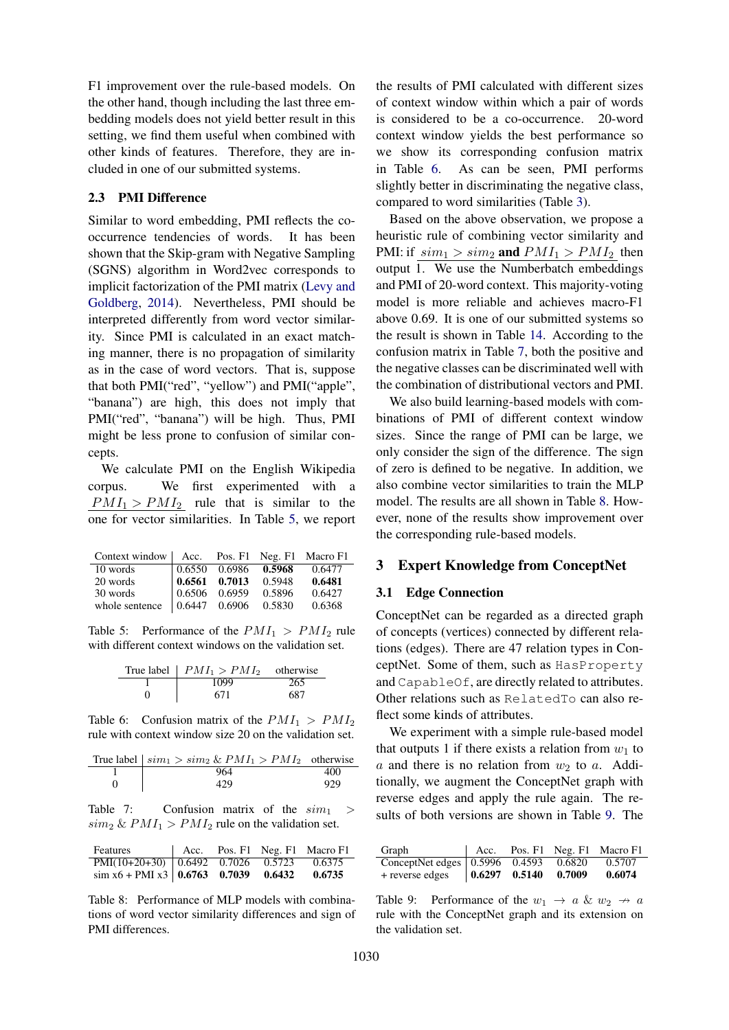F1 improvement over the rule-based models. On the other hand, though including the last three embedding models does not yield better result in this setting, we find them useful when combined with other kinds of features. Therefore, they are included in one of our submitted systems.

### 2.3 PMI Difference

Similar to word embedding, PMI reflects the co-occurrence tendencies of words. It has been shown that the Skip-gram with Negative Sampling (SGNS) algorithm in Word2vec corresponds to implicit factorization of the PMI matrix (Levy and Goldberg, 2014). Nevertheless, PMI should be interpreted differently from word vector similarity. Since PMI is calculated in an exact matching manner, there is no propagation of similarity as in the case of word vectors. That is, suppose that both PMI("red", "yellow") and PMI("apple", "banana") are high, this does not imply that PMI("red", "banana") will be high. Thus, PMI might be less prone to confusion of similar concepts.

We calculate PMI on the English Wikipedia corpus. We first experimented with a $\underline{PMI_1 > PMI_2}$ rule that is similar to the one for vector similarities. In Table 5, we report the results of PMI calculated with different sizes of context window within which a pair of words is considered to be a co-occurrence. 20-word context window yields the best performance so we show its corresponding confusion matrix in Table 6. As can be seen, PMI performs slightly better in discriminating the negative class, compared to word similarities (Table 3).

| Context window | Acc. | Pos. F1 | Neg. F1 | Macro F1 |
|---|---|---|---|---|
| 10 words | 0.6550 | 0.6986 | **0.5968** | 0.6477 |
| 20 words | **0.6561** | **0.7013** | 0.5948 | **0.6481** |
| 30 words | 0.6506 | 0.6959 | 0.5896 | 0.6427 |
| whole sentence | 0.6447 | 0.6906 | 0.5830 | 0.6368 |

Table 5: Performance of the $PMI_1 > PMI_2$ rule with different context windows on the validation set.

| True label | $PMI_1 > PMI_2$ | otherwise |
|---|---|---|
| 1 | 1099 | 265 |
| 0 | 671 | 687 |

Table 6: Confusion matrix of the $PMI_1 > PMI_2$ rule with context window size 20 on the validation set.

| True label | $sim_1 > sim_2$ & $PMI_1 > PMI_2$ | otherwise |
|---|---|---|
| 1 | 964 | 400 |
| 0 | 429 | 929 |

Table 7: Confusion matrix of the $sim_1 > sim_2$ & $PMI_1 > PMI_2$ rule on the validation set.

| Features | Acc. | Pos. F1 | Neg. F1 | Macro F1 |
|---|---|---|---|---|
| PMI(10+20+30) | 0.6492 | 0.7026 | 0.5723 | 0.6375 |
| sim x6 + PMI x3 | **0.6763** | **0.7039** | **0.6432** | **0.6735** |

Table 8: Performance of MLP models with combinations of word vector similarity differences and sign of PMI differences.

Based on the above observation, we propose a heuristic rule of combining vector similarity and PMI: if $\underline{sim_1 > sim_2}$ **and** $\underline{PMI_1 > PMI_2}$ then output 1. We use the Numberbatch embeddings and PMI of 20-word context. This majority-voting model is more reliable and achieves macro-F1 above 0.69. It is one of our submitted systems so the result is shown in Table 14. According to the confusion matrix in Table 7, both the positive and the negative classes can be discriminated well with the combination of distributional vectors and PMI.

We also build learning-based models with combinations of PMI of different context window sizes. Since the range of PMI can be large, we only consider the sign of the difference. The sign of zero is defined to be negative. In addition, we also combine vector similarities to train the MLP model. The results are all shown in Table 8. However, none of the results show improvement over the corresponding rule-based models.

## 3 Expert Knowledge from ConceptNet

### 3.1 Edge Connection

ConceptNet can be regarded as a directed graph of concepts (vertices) connected by different relations (edges). There are 47 relation types in ConceptNet. Some of them, such as `HasProperty` and `CapableOf`, are directly related to attributes. Other relations such as `RelatedTo` can also reflect some kinds of attributes.

We experiment with a simple rule-based model that outputs 1 if there exists a relation from $w_1$ to $a$ and there is no relation from $w_2$ to $a$. Additionally, we augment the ConceptNet graph with reverse edges and apply the rule again. The results of both versions are shown in Table 9. The

| Graph | Acc. | Pos. F1 | Neg. F1 | Macro F1 |
|---|---|---|---|---|
| ConceptNet edges | 0.5996 | 0.4593 | 0.6820 | 0.5707 |
| + reverse edges | **0.6297** | **0.5140** | **0.7009** | **0.6074** |

Table 9: Performance of the $w_1 \rightarrow a$ & $w_2 \nrightarrow a$ rule with the ConceptNet graph and its extension on the validation set.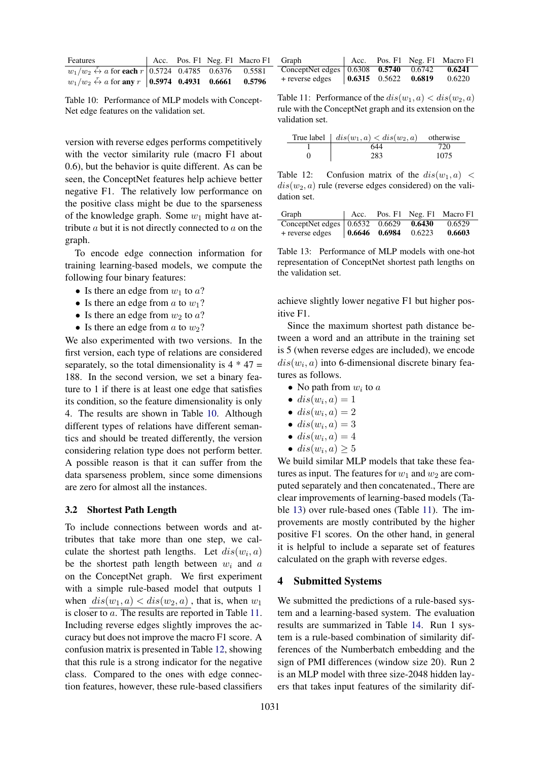| Features | Acc. | Pos. F1 | Neg. F1 | Macro F1 |
|---|---|---|---|---|
| $w_1/w_2 \overset{r}{\leftrightarrow} a$ for **each** $r$ | 0.5724 | 0.4785 | 0.6376 | 0.5581 |
| $w_1/w_2 \overset{r}{\leftrightarrow} a$ for **any** $r$ | **0.5974** | **0.4931** | **0.6661** | **0.5796** |

Table 10: Performance of MLP models with ConceptNet edge features on the validation set.

version with reverse edges performs competitively with the vector similarity rule (macro F1 about 0.6), but the behavior is quite different. As can be seen, the ConceptNet features help achieve better negative F1. The relatively low performance on the positive class might be due to the sparseness of the knowledge graph. Some $w_1$ might have attribute $a$ but it is not directly connected to $a$ on the graph.

To encode edge connection information for training learning-based models, we compute the following four binary features:

- Is there an edge from $w_1$ to $a$?
- Is there an edge from $a$ to $w_1$?
- Is there an edge from $w_2$ to $a$?
- Is there an edge from $a$ to $w_2$?

We also experimented with two versions. In the first version, each type of relations are considered separately, so the total dimensionality is 4 * 47 = 188. In the second version, we set a binary feature to 1 if there is at least one edge that satisfies its condition, so the feature dimensionality is only 4. The results are shown in Table 10. Although different types of relations have different semantics and should be treated differently, the version considering relation type does not perform better. A possible reason is that it can suffer from the data sparseness problem, since some dimensions are zero for almost all the instances.

### 3.2 Shortest Path Length

To include connections between words and attributes that take more than one step, we calculate the shortest path lengths. Let $dis(w_i, a)$ be the shortest path length between $w_i$ and $a$ on the ConceptNet graph. We first experiment with a simple rule-based model that outputs 1 when $dis(w_1, a) < dis(w_2, a)$, that is, when $w_1$ is closer to $a$. The results are reported in Table 11. Including reverse edges slightly improves the accuracy but does not improve the macro F1 score. A confusion matrix is presented in Table 12, showing that this rule is a strong indicator for the negative class. Compared to the ones with edge connection features, however, these rule-based classifiers achieve slightly lower negative F1 but higher positive F1.

| Graph | Acc. | Pos. F1 | Neg. F1 | Macro F1 |
|---|---|---|---|---|
| ConceptNet edges | 0.6308 | **0.5740** | 0.6742 | **0.6241** |
| + reverse edges | **0.6315** | 0.5622 | **0.6819** | 0.6220 |

Table 11: Performance of the $dis(w_1, a) < dis(w_2, a)$ rule with the ConceptNet graph and its extension on the validation set.

| True label | $dis(w_1, a) < dis(w_2, a)$ | otherwise |
|---|---|---|
| 1 | 644 | 720 |
| 0 | 283 | 1075 |

Table 12: Confusion matrix of the $dis(w_1, a) < dis(w_2, a)$ rule (reverse edges considered) on the validation set.

| Graph | Acc. | Pos. F1 | Neg. F1 | Macro F1 |
|---|---|---|---|---|
| ConceptNet edges | 0.6532 | 0.6629 | **0.6430** | 0.6529 |
| + reverse edges | **0.6646** | **0.6984** | 0.6223 | **0.6603** |

Table 13: Performance of MLP models with one-hot representation of ConceptNet shortest path lengths on the validation set.

Since the maximum shortest path distance between a word and an attribute in the training set is 5 (when reverse edges are included), we encode $dis(w_i, a)$ into 6-dimensional discrete binary features as follows.

- No path from $w_i$ to $a$
- $dis(w_i, a) = 1$
- $dis(w_i, a) = 2$
- $dis(w_i, a) = 3$
- $dis(w_i, a) = 4$
- $dis(w_i, a) \geq 5$

We build similar MLP models that take these features as input. The features for $w_1$ and $w_2$ are computed separately and then concatenated., There are clear improvements of learning-based models (Table 13) over rule-based ones (Table 11). The improvements are mostly contributed by the higher positive F1 scores. On the other hand, in general it is helpful to include a separate set of features calculated on the graph with reverse edges.

## 4 Submitted Systems

We submitted the predictions of a rule-based system and a learning-based system. The evaluation results are summarized in Table 14. Run 1 system is a rule-based combination of similarity differences of the Numberbatch embedding and the sign of PMI differences (window size 20). Run 2 is an MLP model with three size-2048 hidden layers that takes input features of the similarity dif-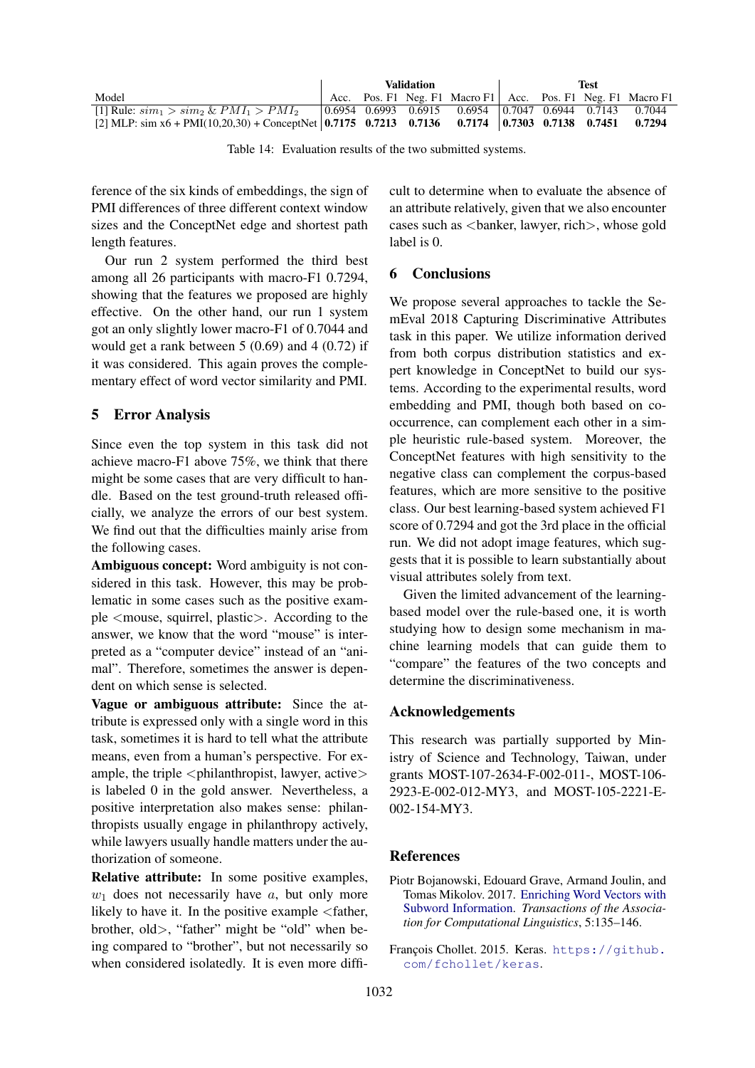| Model | Validation | | | | Test | | | |
|---|---|---|---|---|---|---|---|---|
| | Acc. | Pos. F1 | Neg. F1 | Macro F1 | Acc. | Pos. F1 | Neg. F1 | Macro F1 |
| [1] Rule: $sim_1 > sim_2$ & $PMI_1 > PMI_2$ | 0.6954 | 0.6993 | 0.6915 | 0.6954 | 0.7047 | 0.6944 | 0.7143 | 0.7044 |
| [2] MLP: sim x6 + PMI(10,20,30) + ConceptNet | **0.7175** | **0.7213** | **0.7136** | **0.7174** | **0.7303** | **0.7138** | **0.7451** | **0.7294** |

Table 14: Evaluation results of the two submitted systems.

ference of the six kinds of embeddings, the sign of PMI differences of three different context window sizes and the ConceptNet edge and shortest path length features.

Our run 2 system performed the third best among all 26 participants with macro-F1 0.7294, showing that the features we proposed are highly effective. On the other hand, our run 1 system got an only slightly lower macro-F1 of 0.7044 and would get a rank between 5 (0.69) and 4 (0.72) if it was considered. This again proves the complementary effect of word vector similarity and PMI.

## 5 Error Analysis

Since even the top system in this task did not achieve macro-F1 above 75%, we think that there might be some cases that are very difficult to handle. Based on the test ground-truth released officially, we analyze the errors of our best system. We find out that the difficulties mainly arise from the following cases.

**Ambiguous concept:** Word ambiguity is not considered in this task. However, this may be problematic in some cases such as the positive example <mouse, squirrel, plastic>. According to the answer, we know that the word "mouse" is interpreted as a "computer device" instead of an "animal". Therefore, sometimes the answer is dependent on which sense is selected.

**Vague or ambiguous attribute:** Since the attribute is expressed only with a single word in this task, sometimes it is hard to tell what the attribute means, even from a human's perspective. For example, the triple <philanthropist, lawyer, active> is labeled 0 in the gold answer. Nevertheless, a positive interpretation also makes sense: philanthropists usually engage in philanthropy actively, while lawyers usually handle matters under the authorization of someone.

**Relative attribute:** In some positive examples, $w_1$ does not necessarily have $a$, but only more likely to have it. In the positive example <father, brother, old>, "father" might be "old" when being compared to "brother", but not necessarily so when considered isolatedly. It is even more difficult to determine when to evaluate the absence of an attribute relatively, given that we also encounter cases such as <banker, lawyer, rich>, whose gold label is 0.

## 6 Conclusions

We propose several approaches to tackle the SemEval 2018 Capturing Discriminative Attributes task in this paper. We utilize information derived from both corpus distribution statistics and expert knowledge in ConceptNet to build our systems. According to the experimental results, word embedding and PMI, though both based on co-occurrence, can complement each other in a simple heuristic rule-based system. Moreover, the ConceptNet features with high sensitivity to the negative class can complement the corpus-based features, which are more sensitive to the positive class. Our best learning-based system achieved F1 score of 0.7294 and got the 3rd place in the official run. We did not adopt image features, which suggests that it is possible to learn substantially about visual attributes solely from text.

Given the limited advancement of the learning-based model over the rule-based one, it is worth studying how to design some mechanism in machine learning models that can guide them to "compare" the features of the two concepts and determine the discriminativeness.

## Acknowledgements

This research was partially supported by Ministry of Science and Technology, Taiwan, under grants MOST-107-2634-F-002-011-, MOST-106-2923-E-002-012-MY3, and MOST-105-2221-E-002-154-MY3.

## References

Piotr Bojanowski, Edouard Grave, Armand Joulin, and Tomas Mikolov. 2017. Enriching Word Vectors with Subword Information. *Transactions of the Association for Computational Linguistics*, 5:135–146.

François Chollet. 2015. Keras. https://github.com/fchollet/keras.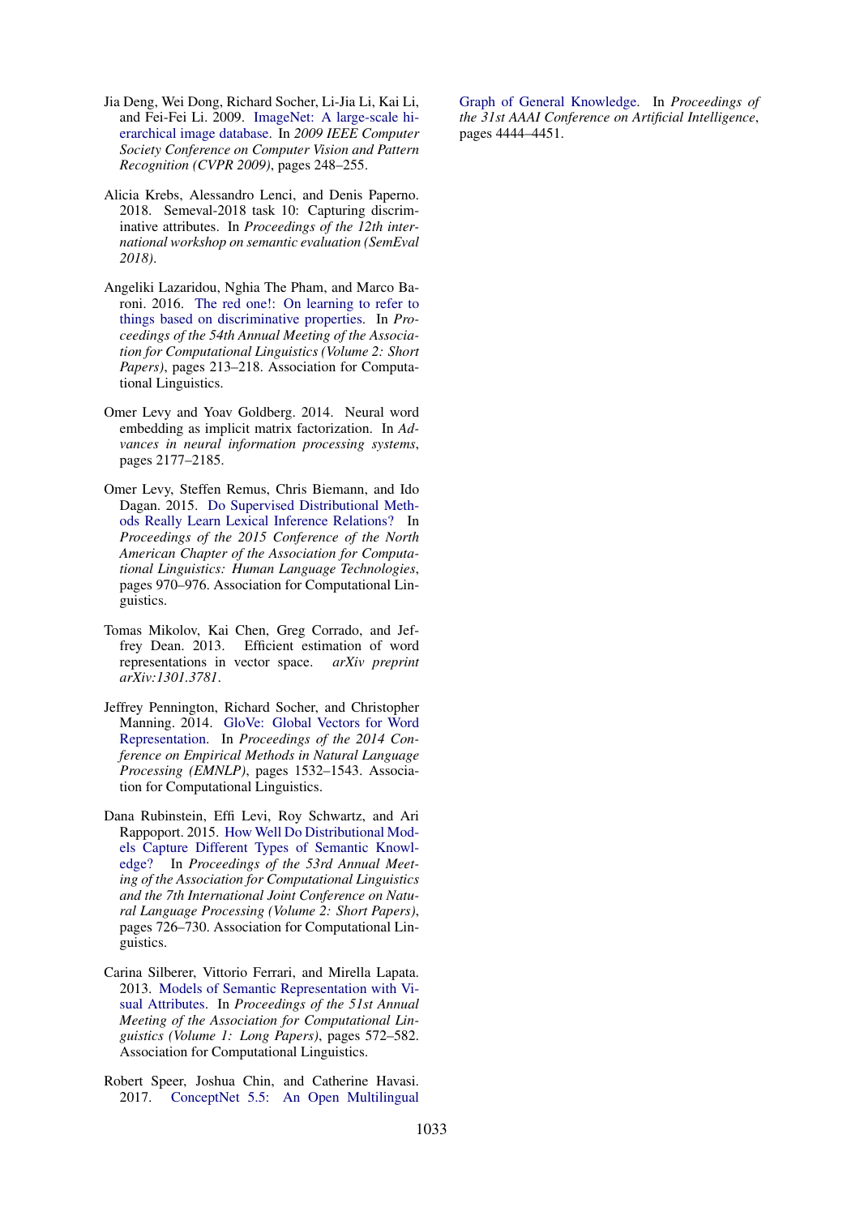Jia Deng, Wei Dong, Richard Socher, Li-Jia Li, Kai Li, and Fei-Fei Li. 2009. ImageNet: A large-scale hierarchical image database. In *2009 IEEE Computer Society Conference on Computer Vision and Pattern Recognition (CVPR 2009)*, pages 248–255.

Alicia Krebs, Alessandro Lenci, and Denis Paperno. 2018. Semeval-2018 task 10: Capturing discriminative attributes. In *Proceedings of the 12th international workshop on semantic evaluation (SemEval 2018)*.

Angeliki Lazaridou, Nghia The Pham, and Marco Baroni. 2016. The red one!: On learning to refer to things based on discriminative properties. In *Proceedings of the 54th Annual Meeting of the Association for Computational Linguistics (Volume 2: Short Papers)*, pages 213–218. Association for Computational Linguistics.

Omer Levy and Yoav Goldberg. 2014. Neural word embedding as implicit matrix factorization. In *Advances in neural information processing systems*, pages 2177–2185.

Omer Levy, Steffen Remus, Chris Biemann, and Ido Dagan. 2015. Do Supervised Distributional Methods Really Learn Lexical Inference Relations? In *Proceedings of the 2015 Conference of the North American Chapter of the Association for Computational Linguistics: Human Language Technologies*, pages 970–976. Association for Computational Linguistics.

Tomas Mikolov, Kai Chen, Greg Corrado, and Jeffrey Dean. 2013. Efficient estimation of word representations in vector space. *arXiv preprint arXiv:1301.3781*.

Jeffrey Pennington, Richard Socher, and Christopher Manning. 2014. GloVe: Global Vectors for Word Representation. In *Proceedings of the 2014 Conference on Empirical Methods in Natural Language Processing (EMNLP)*, pages 1532–1543. Association for Computational Linguistics.

Dana Rubinstein, Effi Levi, Roy Schwartz, and Ari Rappoport. 2015. How Well Do Distributional Models Capture Different Types of Semantic Knowledge? In *Proceedings of the 53rd Annual Meeting of the Association for Computational Linguistics and the 7th International Joint Conference on Natural Language Processing (Volume 2: Short Papers)*, pages 726–730. Association for Computational Linguistics.

Carina Silberer, Vittorio Ferrari, and Mirella Lapata. 2013. Models of Semantic Representation with Visual Attributes. In *Proceedings of the 51st Annual Meeting of the Association for Computational Linguistics (Volume 1: Long Papers)*, pages 572–582. Association for Computational Linguistics.

Robert Speer, Joshua Chin, and Catherine Havasi. 2017. ConceptNet 5.5: An Open Multilingual Graph of General Knowledge. In *Proceedings of the 31st AAAI Conference on Artificial Intelligence*, pages 4444–4451.